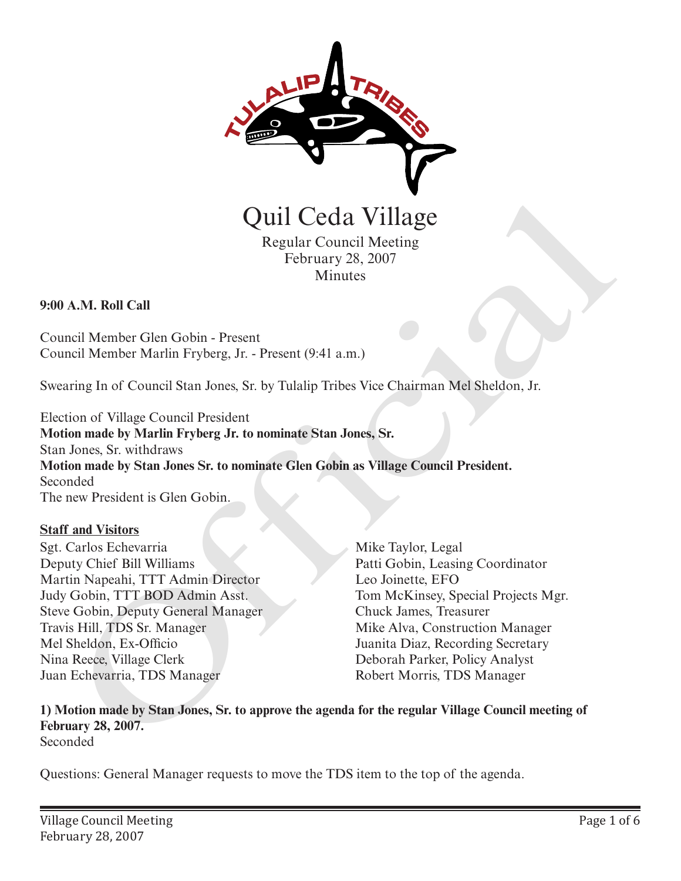# Quil Ceda Village

Regular Council Meeting
February 28, 2007
Minutes

**9:00 A.M. Roll Call**

Council Member Glen Gobin - Present
Council Member Marlin Fryberg, Jr. - Present (9:41 a.m.)

Swearing In of Council Stan Jones, Sr. by Tulalip Tribes Vice Chairman Mel Sheldon, Jr.

Election of Village Council President
**Motion made by Marlin Fryberg Jr. to nominate Stan Jones, Sr.**
Stan Jones, Sr. withdraws
**Motion made by Stan Jones Sr. to nominate Glen Gobin as Village Council President.**
Seconded
The new President is Glen Gobin.

**Staff and Visitors**

Sgt. Carlos Echevarria
Deputy Chief Bill Williams
Martin Napeahi, TTT Admin Director
Judy Gobin, TTT BOD Admin Asst.
Steve Gobin, Deputy General Manager
Travis Hill, TDS Sr. Manager
Mel Sheldon, Ex-Officio
Nina Reece, Village Clerk
Juan Echevarria, TDS Manager
Mike Taylor, Legal
Patti Gobin, Leasing Coordinator
Leo Joinette, EFO
Tom McKinsey, Special Projects Mgr.
Chuck James, Treasurer
Mike Alva, Construction Manager
Juanita Diaz, Recording Secretary
Deborah Parker, Policy Analyst
Robert Morris, TDS Manager

**1) Motion made by Stan Jones, Sr. to approve the agenda for the regular Village Council meeting of February 28, 2007.**
Seconded

Questions: General Manager requests to move the TDS item to the top of the agenda.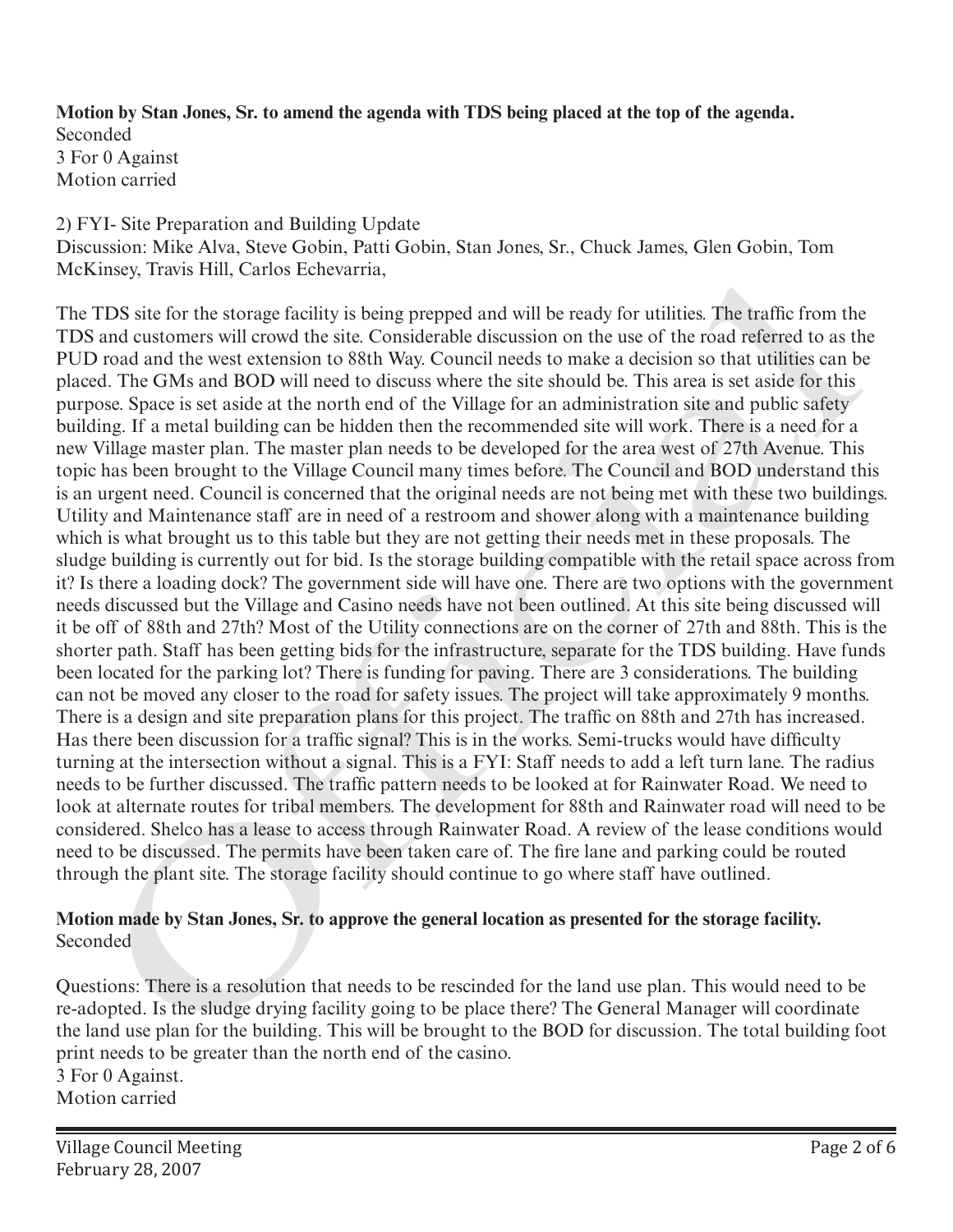**Motion by Stan Jones, Sr. to amend the agenda with TDS being placed at the top of the agenda.**
Seconded
3 For 0 Against
Motion carried

2) FYI- Site Preparation and Building Update
Discussion: Mike Alva, Steve Gobin, Patti Gobin, Stan Jones, Sr., Chuck James, Glen Gobin, Tom McKinsey, Travis Hill, Carlos Echevarria,

The TDS site for the storage facility is being prepped and will be ready for utilities. The traffic from the TDS and customers will crowd the site. Considerable discussion on the use of the road referred to as the PUD road and the west extension to 88th Way. Council needs to make a decision so that utilities can be placed. The GMs and BOD will need to discuss where the site should be. This area is set aside for this purpose. Space is set aside at the north end of the Village for an administration site and public safety building. If a metal building can be hidden then the recommended site will work. There is a need for a new Village master plan. The master plan needs to be developed for the area west of 27th Avenue. This topic has been brought to the Village Council many times before. The Council and BOD understand this is an urgent need. Council is concerned that the original needs are not being met with these two buildings. Utility and Maintenance staff are in need of a restroom and shower along with a maintenance building which is what brought us to this table but they are not getting their needs met in these proposals. The sludge building is currently out for bid. Is the storage building compatible with the retail space across from it? Is there a loading dock? The government side will have one. There are two options with the government needs discussed but the Village and Casino needs have not been outlined. At this site being discussed will it be off of 88th and 27th? Most of the Utility connections are on the corner of 27th and 88th. This is the shorter path. Staff has been getting bids for the infrastructure, separate for the TDS building. Have funds been located for the parking lot? There is funding for paving. There are 3 considerations. The building can not be moved any closer to the road for safety issues. The project will take approximately 9 months. There is a design and site preparation plans for this project. The traffic on 88th and 27th has increased. Has there been discussion for a traffic signal? This is in the works. Semi-trucks would have difficulty turning at the intersection without a signal. This is a FYI: Staff needs to add a left turn lane. The radius needs to be further discussed. The traffic pattern needs to be looked at for Rainwater Road. We need to look at alternate routes for tribal members. The development for 88th and Rainwater road will need to be considered. Shelco has a lease to access through Rainwater Road. A review of the lease conditions would need to be discussed. The permits have been taken care of. The fire lane and parking could be routed through the plant site. The storage facility should continue to go where staff have outlined.

**Motion made by Stan Jones, Sr. to approve the general location as presented for the storage facility.**
Seconded

Questions: There is a resolution that needs to be rescinded for the land use plan. This would need to be re-adopted. Is the sludge drying facility going to be place there? The General Manager will coordinate the land use plan for the building. This will be brought to the BOD for discussion. The total building foot print needs to be greater than the north end of the casino.
3 For 0 Against.
Motion carried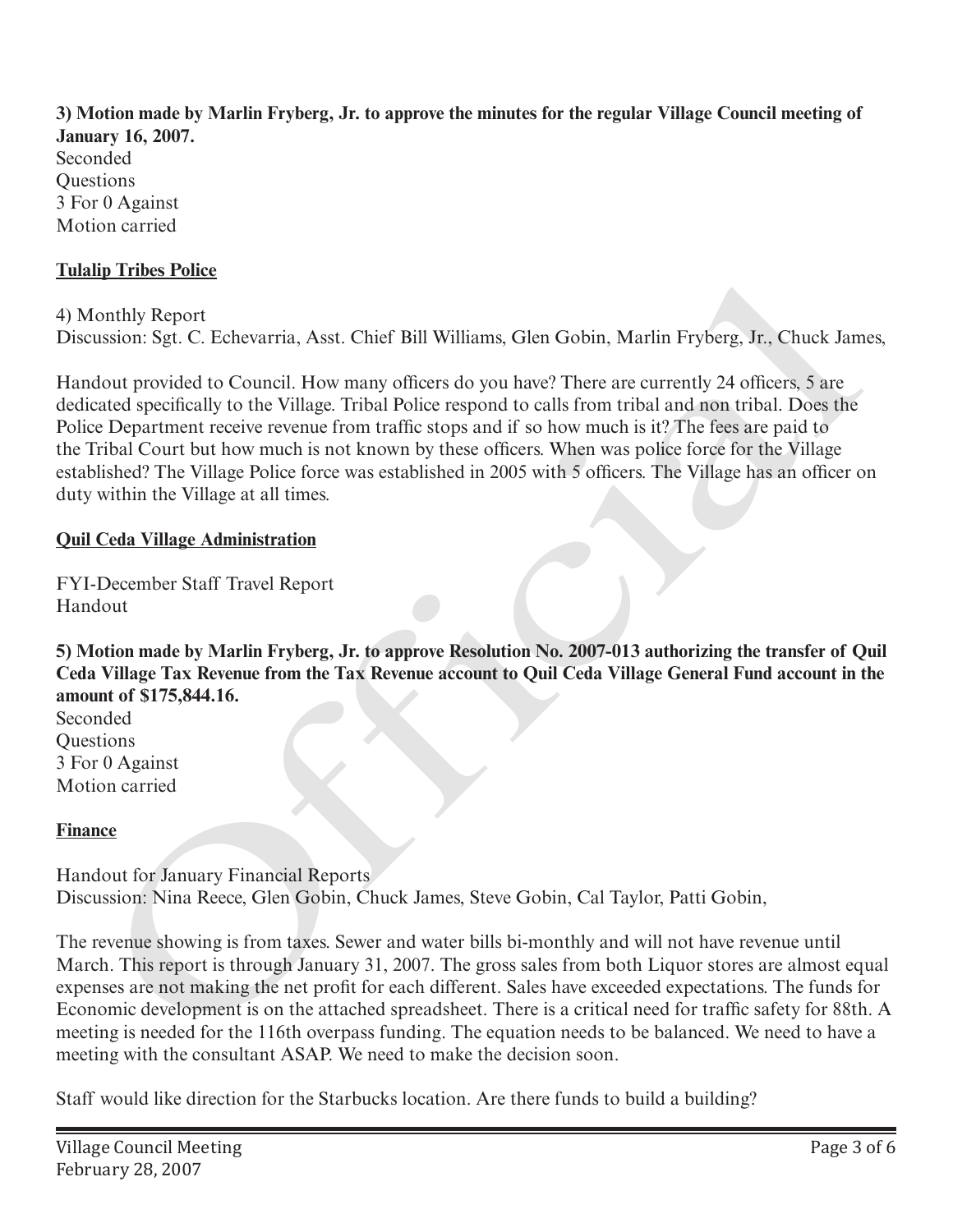**3) Motion made by Marlin Fryberg, Jr. to approve the minutes for the regular Village Council meeting of January 16, 2007.**
Seconded
Questions
3 For 0 Against
Motion carried

**Tulalip Tribes Police**

4) Monthly Report
Discussion: Sgt. C. Echevarria, Asst. Chief Bill Williams, Glen Gobin, Marlin Fryberg, Jr., Chuck James,

Handout provided to Council. How many officers do you have? There are currently 24 officers, 5 are dedicated specifically to the Village. Tribal Police respond to calls from tribal and non tribal. Does the Police Department receive revenue from traffic stops and if so how much is it? The fees are paid to the Tribal Court but how much is not known by these officers. When was police force for the Village established? The Village Police force was established in 2005 with 5 officers. The Village has an officer on duty within the Village at all times.

**Quil Ceda Village Administration**

FYI-December Staff Travel Report
Handout

**5) Motion made by Marlin Fryberg, Jr. to approve Resolution No. 2007-013 authorizing the transfer of Quil Ceda Village Tax Revenue from the Tax Revenue account to Quil Ceda Village General Fund account in the amount of $175,844.16.**
Seconded
Questions
3 For 0 Against
Motion carried

**Finance**

Handout for January Financial Reports
Discussion: Nina Reece, Glen Gobin, Chuck James, Steve Gobin, Cal Taylor, Patti Gobin,

The revenue showing is from taxes. Sewer and water bills bi-monthly and will not have revenue until March. This report is through January 31, 2007. The gross sales from both Liquor stores are almost equal expenses are not making the net profit for each different. Sales have exceeded expectations. The funds for Economic development is on the attached spreadsheet. There is a critical need for traffic safety for 88th. A meeting is needed for the 116th overpass funding. The equation needs to be balanced. We need to have a meeting with the consultant ASAP. We need to make the decision soon.

Staff would like direction for the Starbucks location. Are there funds to build a building?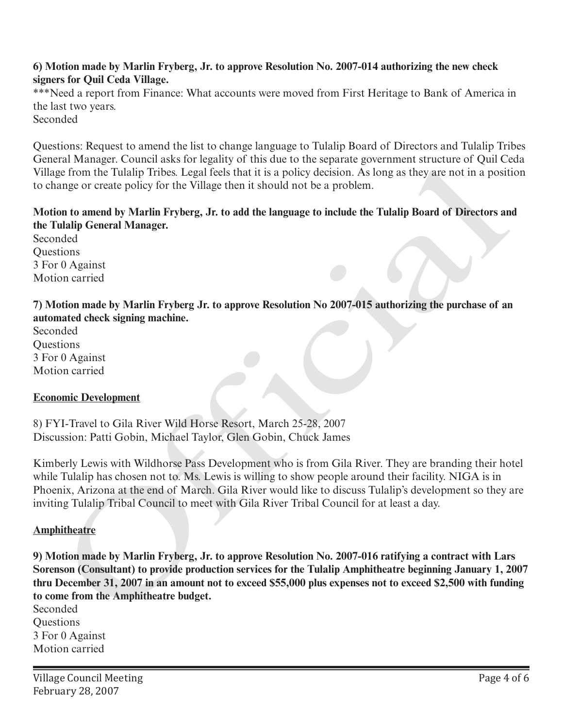**6) Motion made by Marlin Fryberg, Jr. to approve Resolution No. 2007-014 authorizing the new check signers for Quil Ceda Village.**

***Need a report from Finance: What accounts were moved from First Heritage to Bank of America in the last two years.
Seconded

Questions: Request to amend the list to change language to Tulalip Board of Directors and Tulalip Tribes General Manager. Council asks for legality of this due to the separate government structure of Quil Ceda Village from the Tulalip Tribes. Legal feels that it is a policy decision. As long as they are not in a position to change or create policy for the Village then it should not be a problem.

**Motion to amend by Marlin Fryberg, Jr. to add the language to include the Tulalip Board of Directors and the Tulalip General Manager.**

Seconded
Questions
3 For 0 Against
Motion carried

**7) Motion made by Marlin Fryberg Jr. to approve Resolution No 2007-015 authorizing the purchase of an automated check signing machine.**

Seconded
Questions
3 For 0 Against
Motion carried

**<u>Economic Development</u>**

8) FYI-Travel to Gila River Wild Horse Resort, March 25-28, 2007
Discussion: Patti Gobin, Michael Taylor, Glen Gobin, Chuck James

Kimberly Lewis with Wildhorse Pass Development who is from Gila River. They are branding their hotel while Tulalip has chosen not to. Ms. Lewis is willing to show people around their facility. NIGA is in Phoenix, Arizona at the end of March. Gila River would like to discuss Tulalip's development so they are inviting Tulalip Tribal Council to meet with Gila River Tribal Council for at least a day.

**<u>Amphitheatre</u>**

**9) Motion made by Marlin Fryberg, Jr. to approve Resolution No. 2007-016 ratifying a contract with Lars Sorenson (Consultant) to provide production services for the Tulalip Amphitheatre beginning January 1, 2007 thru December 31, 2007 in an amount not to exceed $55,000 plus expenses not to exceed $2,500 with funding to come from the Amphitheatre budget.**

Seconded
Questions
3 For 0 Against
Motion carried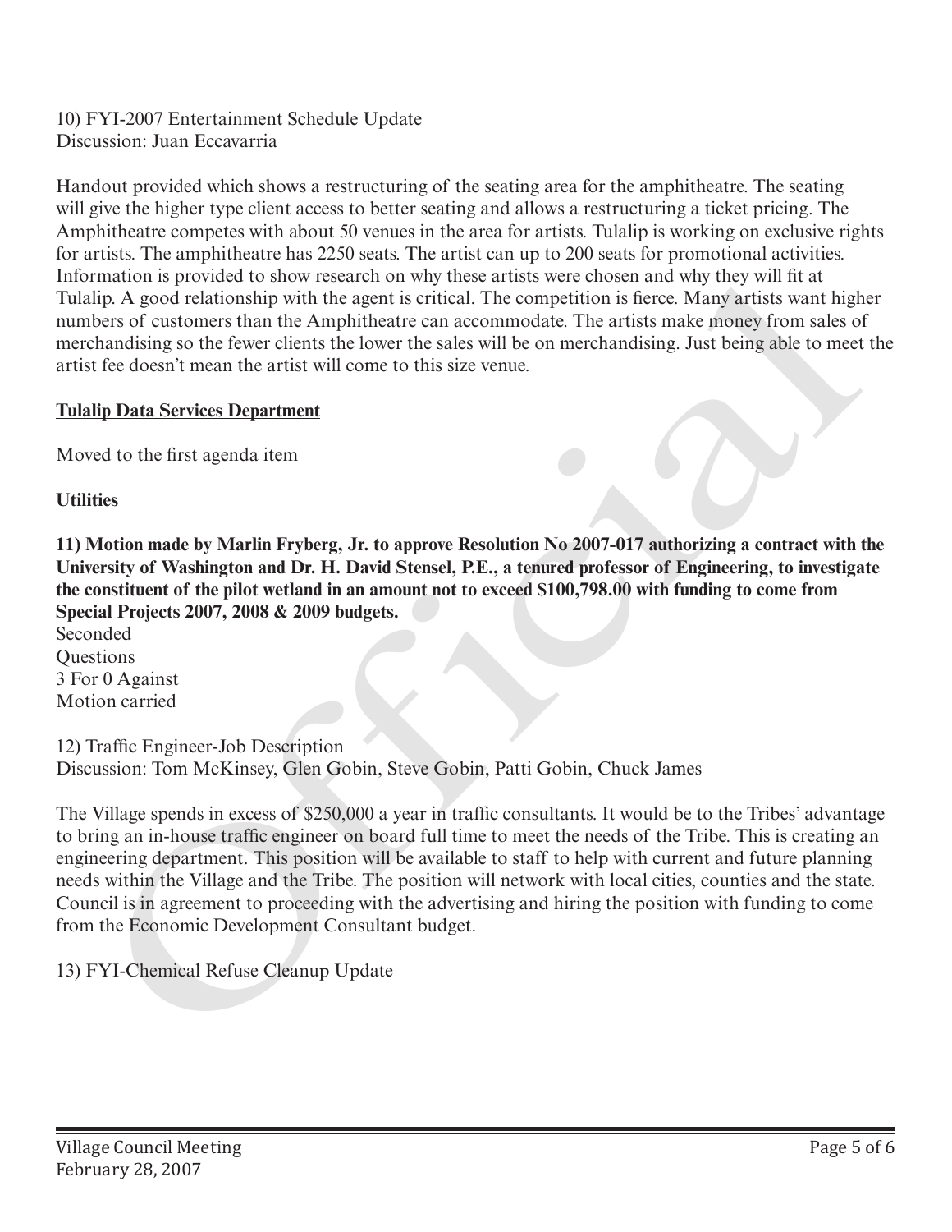10) FYI-2007 Entertainment Schedule Update
Discussion: Juan Eccavarria

Handout provided which shows a restructuring of the seating area for the amphitheatre. The seating will give the higher type client access to better seating and allows a restructuring a ticket pricing. The Amphitheatre competes with about 50 venues in the area for artists. Tulalip is working on exclusive rights for artists. The amphitheatre has 2250 seats. The artist can up to 200 seats for promotional activities. Information is provided to show research on why these artists were chosen and why they will fit at Tulalip. A good relationship with the agent is critical. The competition is fierce. Many artists want higher numbers of customers than the Amphitheatre can accommodate. The artists make money from sales of merchandising so the fewer clients the lower the sales will be on merchandising. Just being able to meet the artist fee doesn't mean the artist will come to this size venue.

**Tulalip Data Services Department**

Moved to the first agenda item

**Utilities**

**11) Motion made by Marlin Fryberg, Jr. to approve Resolution No 2007-017 authorizing a contract with the University of Washington and Dr. H. David Stensel, P.E., a tenured professor of Engineering, to investigate the constituent of the pilot wetland in an amount not to exceed $100,798.00 with funding to come from Special Projects 2007, 2008 & 2009 budgets.**
Seconded
Questions
3 For 0 Against
Motion carried

12) Traffic Engineer-Job Description
Discussion: Tom McKinsey, Glen Gobin, Steve Gobin, Patti Gobin, Chuck James

The Village spends in excess of $250,000 a year in traffic consultants. It would be to the Tribes' advantage to bring an in-house traffic engineer on board full time to meet the needs of the Tribe. This is creating an engineering department. This position will be available to staff to help with current and future planning needs within the Village and the Tribe. The position will network with local cities, counties and the state. Council is in agreement to proceeding with the advertising and hiring the position with funding to come from the Economic Development Consultant budget.

13) FYI-Chemical Refuse Cleanup Update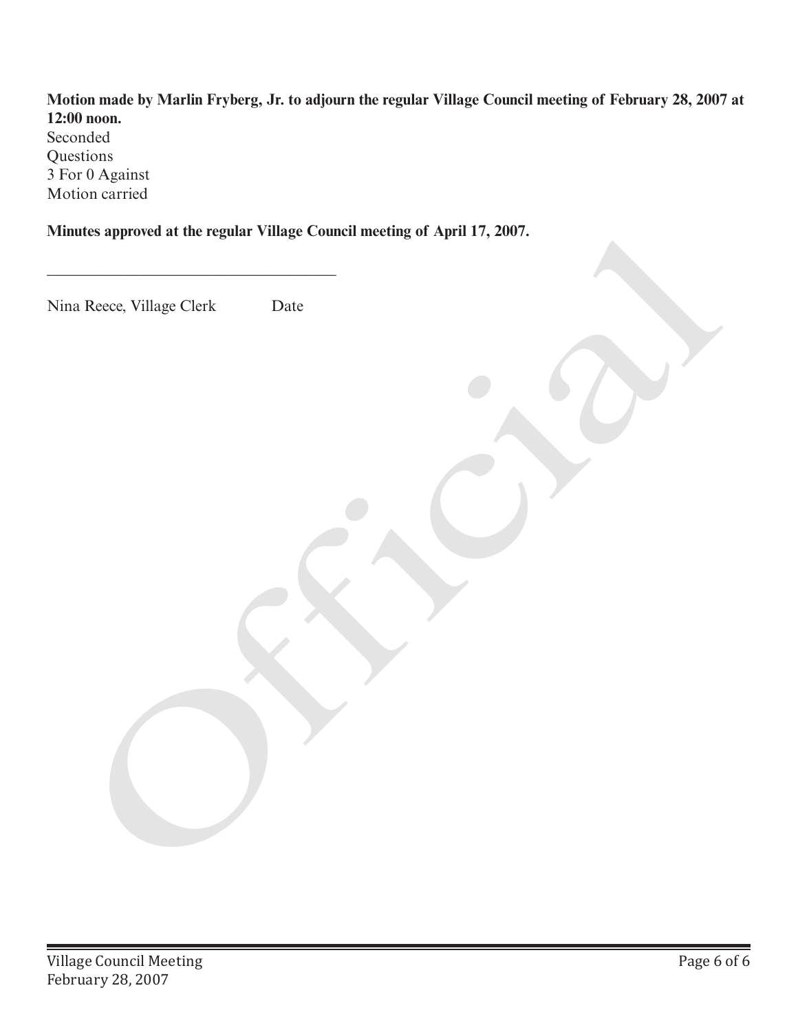**Motion made by Marlin Fryberg, Jr. to adjourn the regular Village Council meeting of February 28, 2007 at 12:00 noon.**
Seconded
Questions
3 For 0 Against
Motion carried

**Minutes approved at the regular Village Council meeting of April 17, 2007.**

\_\_\_\_\_\_\_\_\_\_\_\_\_\_\_\_\_\_\_\_\_\_\_\_\_\_\_\_\_\_\_\_\_\_\_\_

Nina Reece, Village Clerk Date